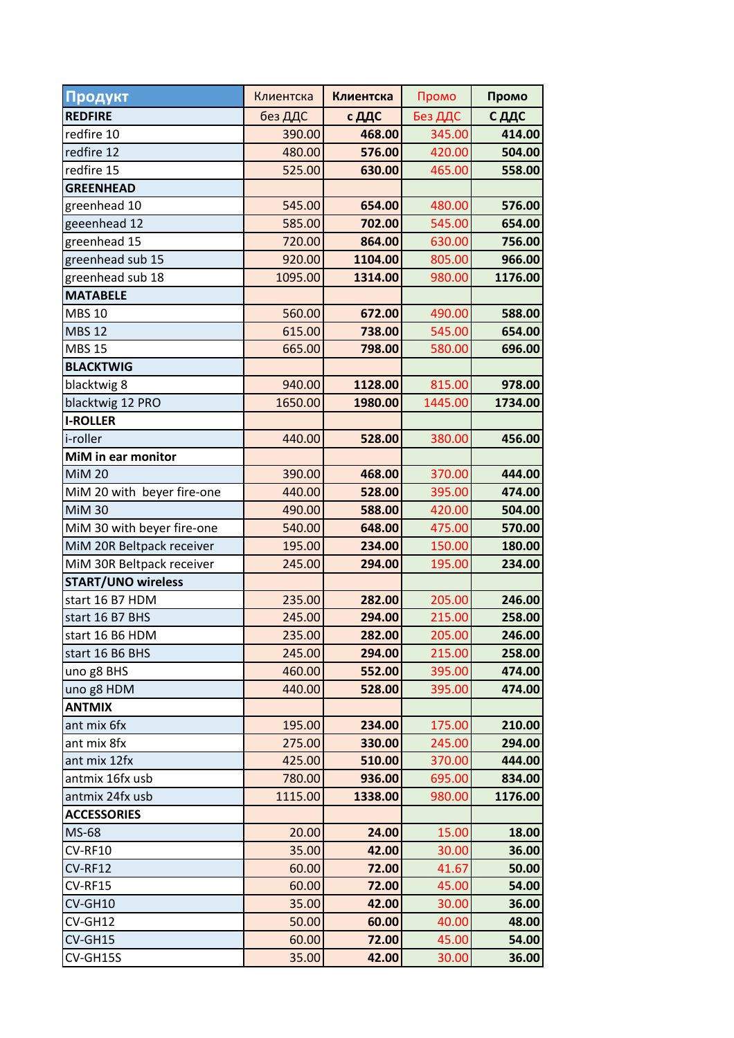| Продукт | Клиентска | Клиентска | Промо | Промо |
|---|---|---|---|---|
| **REDFIRE** | без ДДС | **с ДДС** | Без ДДС | **С ДДС** |
| redfire 10 | 390.00 | **468.00** | 345.00 | **414.00** |
| redfire 12 | 480.00 | **576.00** | 420.00 | **504.00** |
| redfire 15 | 525.00 | **630.00** | 465.00 | **558.00** |
| **GREENHEAD** | | | | |
| greenhead 10 | 545.00 | **654.00** | 480.00 | **576.00** |
| geeenhead 12 | 585.00 | **702.00** | 545.00 | **654.00** |
| greenhead 15 | 720.00 | **864.00** | 630.00 | **756.00** |
| greenhead sub 15 | 920.00 | **1104.00** | 805.00 | **966.00** |
| greenhead sub 18 | 1095.00 | **1314.00** | 980.00 | **1176.00** |
| **MATABELE** | | | | |
| MBS 10 | 560.00 | **672.00** | 490.00 | **588.00** |
| MBS 12 | 615.00 | **738.00** | 545.00 | **654.00** |
| MBS 15 | 665.00 | **798.00** | 580.00 | **696.00** |
| **BLACKTWIG** | | | | |
| blacktwig 8 | 940.00 | **1128.00** | 815.00 | **978.00** |
| blacktwig 12 PRO | 1650.00 | **1980.00** | 1445.00 | **1734.00** |
| **I-ROLLER** | | | | |
| i-roller | 440.00 | **528.00** | 380.00 | **456.00** |
| **MiM in ear monitor** | | | | |
| MiM 20 | 390.00 | **468.00** | 370.00 | **444.00** |
| MiM 20 with beyer fire-one | 440.00 | **528.00** | 395.00 | **474.00** |
| MiM 30 | 490.00 | **588.00** | 420.00 | **504.00** |
| MiM 30 with beyer fire-one | 540.00 | **648.00** | 475.00 | **570.00** |
| MiM 20R Beltpack receiver | 195.00 | **234.00** | 150.00 | **180.00** |
| MiM 30R Beltpack receiver | 245.00 | **294.00** | 195.00 | **234.00** |
| **START/UNO wireless** | | | | |
| start 16 B7 HDM | 235.00 | **282.00** | 205.00 | **246.00** |
| start 16 B7 BHS | 245.00 | **294.00** | 215.00 | **258.00** |
| start 16 B6 HDM | 235.00 | **282.00** | 205.00 | **246.00** |
| start 16 B6 BHS | 245.00 | **294.00** | 215.00 | **258.00** |
| uno g8 BHS | 460.00 | **552.00** | 395.00 | **474.00** |
| uno g8 HDM | 440.00 | **528.00** | 395.00 | **474.00** |
| **ANTMIX** | | | | |
| ant mix 6fx | 195.00 | **234.00** | 175.00 | **210.00** |
| ant mix 8fx | 275.00 | **330.00** | 245.00 | **294.00** |
| ant mix 12fx | 425.00 | **510.00** | 370.00 | **444.00** |
| antmix 16fx usb | 780.00 | **936.00** | 695.00 | **834.00** |
| antmix 24fx usb | 1115.00 | **1338.00** | 980.00 | **1176.00** |
| **ACCESSORIES** | | | | |
| MS-68 | 20.00 | **24.00** | 15.00 | **18.00** |
| CV-RF10 | 35.00 | **42.00** | 30.00 | **36.00** |
| CV-RF12 | 60.00 | **72.00** | 41.67 | **50.00** |
| CV-RF15 | 60.00 | **72.00** | 45.00 | **54.00** |
| CV-GH10 | 35.00 | **42.00** | 30.00 | **36.00** |
| CV-GH12 | 50.00 | **60.00** | 40.00 | **48.00** |
| CV-GH15 | 60.00 | **72.00** | 45.00 | **54.00** |
| CV-GH15S | 35.00 | **42.00** | 30.00 | **36.00** |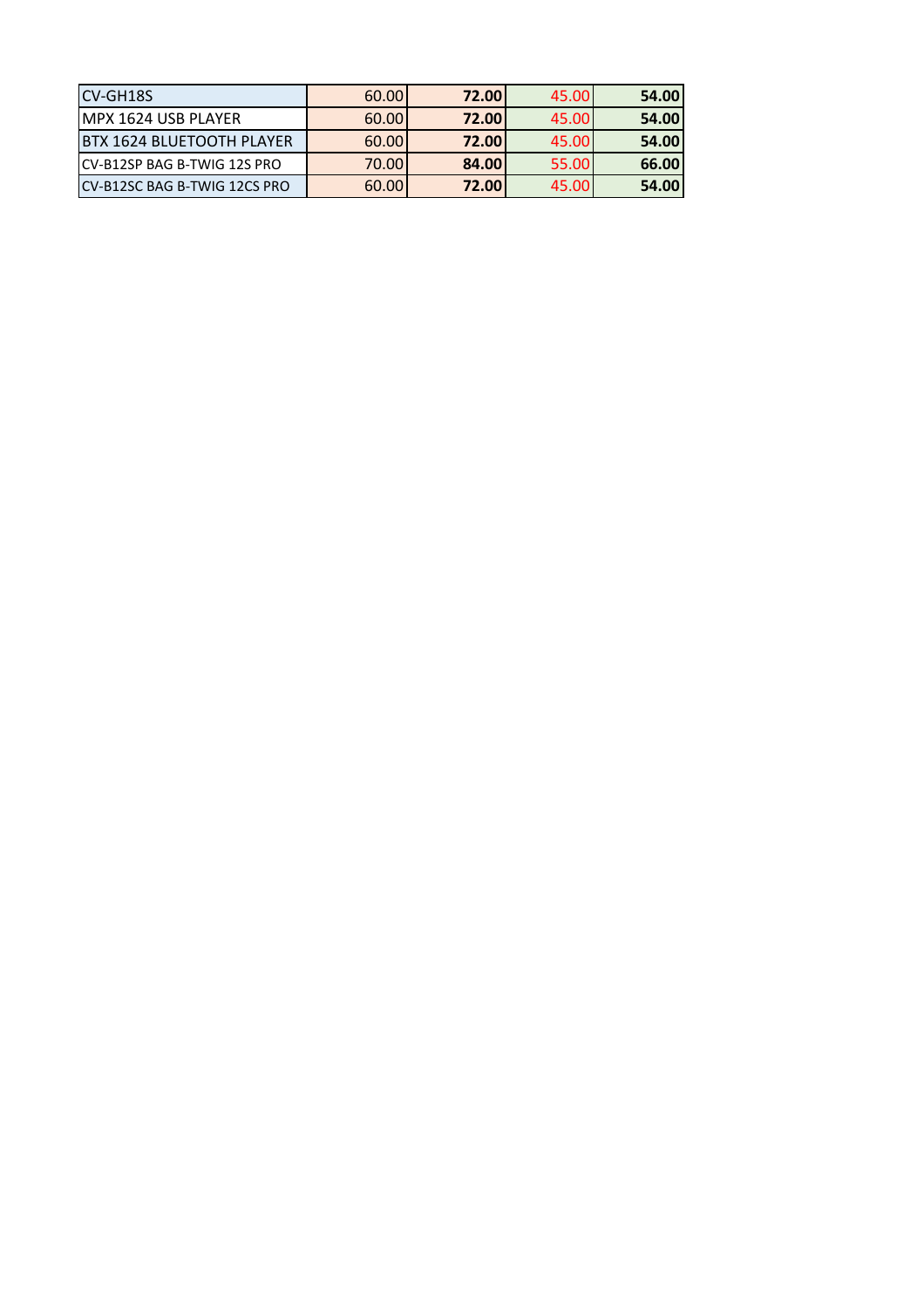| | | | | |
|---|---|---|---|---|
| CV-GH18S | 60.00 | **72.00** | 45.00 | **54.00** |
| MPX 1624 USB PLAYER | 60.00 | **72.00** | 45.00 | **54.00** |
| BTX 1624 BLUETOOTH PLAYER | 60.00 | **72.00** | 45.00 | **54.00** |
| CV-B12SP BAG B-TWIG 12S PRO | 70.00 | **84.00** | 55.00 | **66.00** |
| CV-B12SC BAG B-TWIG 12CS PRO | 60.00 | **72.00** | 45.00 | **54.00** |